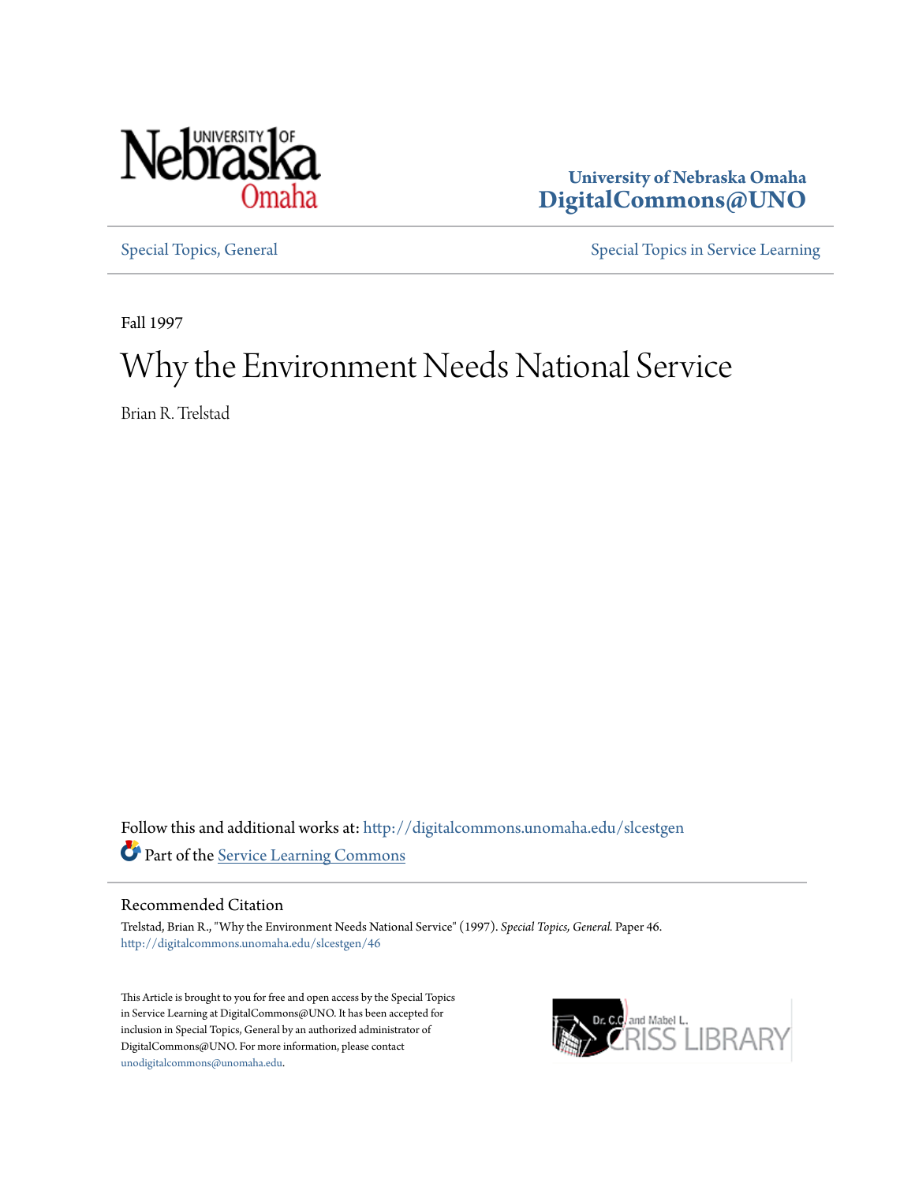University of Nebraska Omaha
**DigitalCommons@UNO**

Special Topics, General | Special Topics in Service Learning

Fall 1997

# Why the Environment Needs National Service

Brian R. Trelstad

Follow this and additional works at: http://digitalcommons.unomaha.edu/slcestgen

Part of the Service Learning Commons

## Recommended Citation

Trelstad, Brian R., "Why the Environment Needs National Service" (1997). *Special Topics, General.* Paper 46.
http://digitalcommons.unomaha.edu/slcestgen/46

This Article is brought to you for free and open access by the Special Topics in Service Learning at DigitalCommons@UNO. It has been accepted for inclusion in Special Topics, General by an authorized administrator of DigitalCommons@UNO. For more information, please contact unodigitalcommons@unomaha.edu.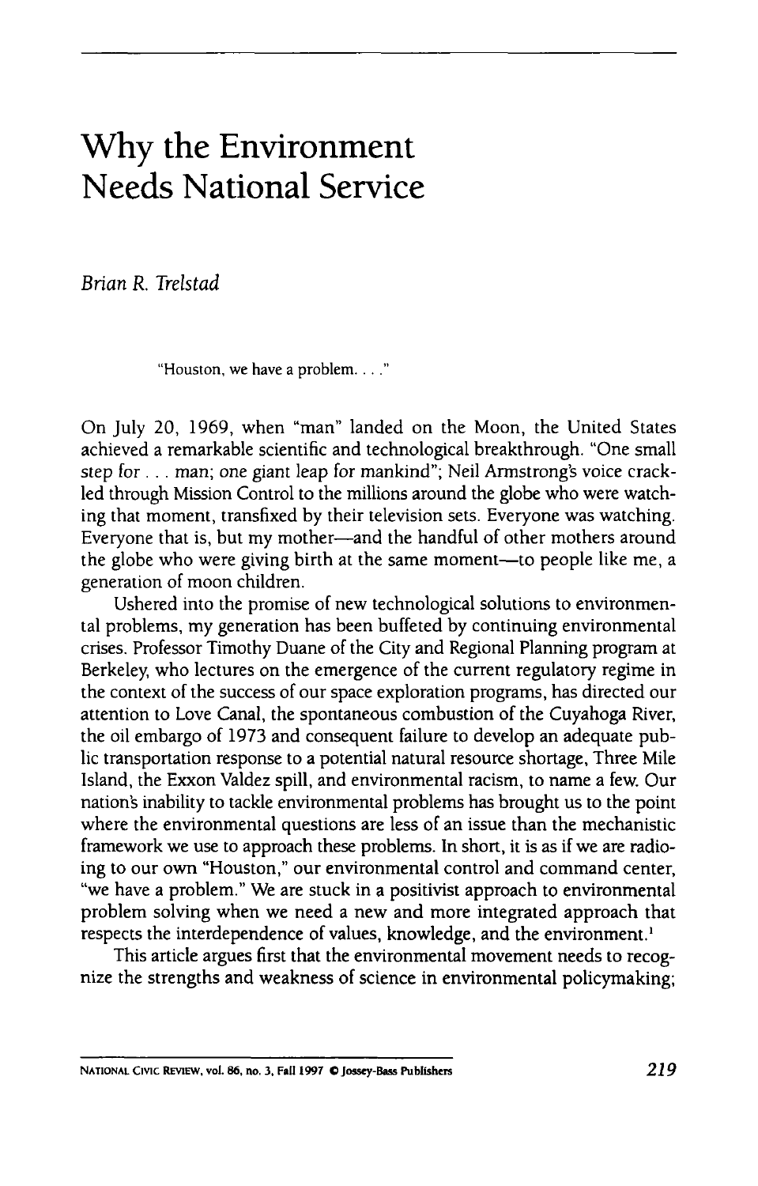# Why the Environment Needs National Service

*Brian R. Trelstad*

> "Houston, we have a problem. . . ."

On July 20, 1969, when "man" landed on the Moon, the United States achieved a remarkable scientific and technological breakthrough. "One small step for . . . man; one giant leap for mankind"; Neil Armstrong's voice crackled through Mission Control to the millions around the globe who were watching that moment, transfixed by their television sets. Everyone was watching. Everyone that is, but my mother—and the handful of other mothers around the globe who were giving birth at the same moment—to people like me, a generation of moon children.

Ushered into the promise of new technological solutions to environmental problems, my generation has been buffeted by continuing environmental crises. Professor Timothy Duane of the City and Regional Planning program at Berkeley, who lectures on the emergence of the current regulatory regime in the context of the success of our space exploration programs, has directed our attention to Love Canal, the spontaneous combustion of the Cuyahoga River, the oil embargo of 1973 and consequent failure to develop an adequate public transportation response to a potential natural resource shortage, Three Mile Island, the Exxon Valdez spill, and environmental racism, to name a few. Our nation's inability to tackle environmental problems has brought us to the point where the environmental questions are less of an issue than the mechanistic framework we use to approach these problems. In short, it is as if we are radioing to our own "Houston," our environmental control and command center, "we have a problem." We are stuck in a positivist approach to environmental problem solving when we need a new and more integrated approach that respects the interdependence of values, knowledge, and the environment.[1]

This article argues first that the environmental movement needs to recognize the strengths and weakness of science in environmental policymaking;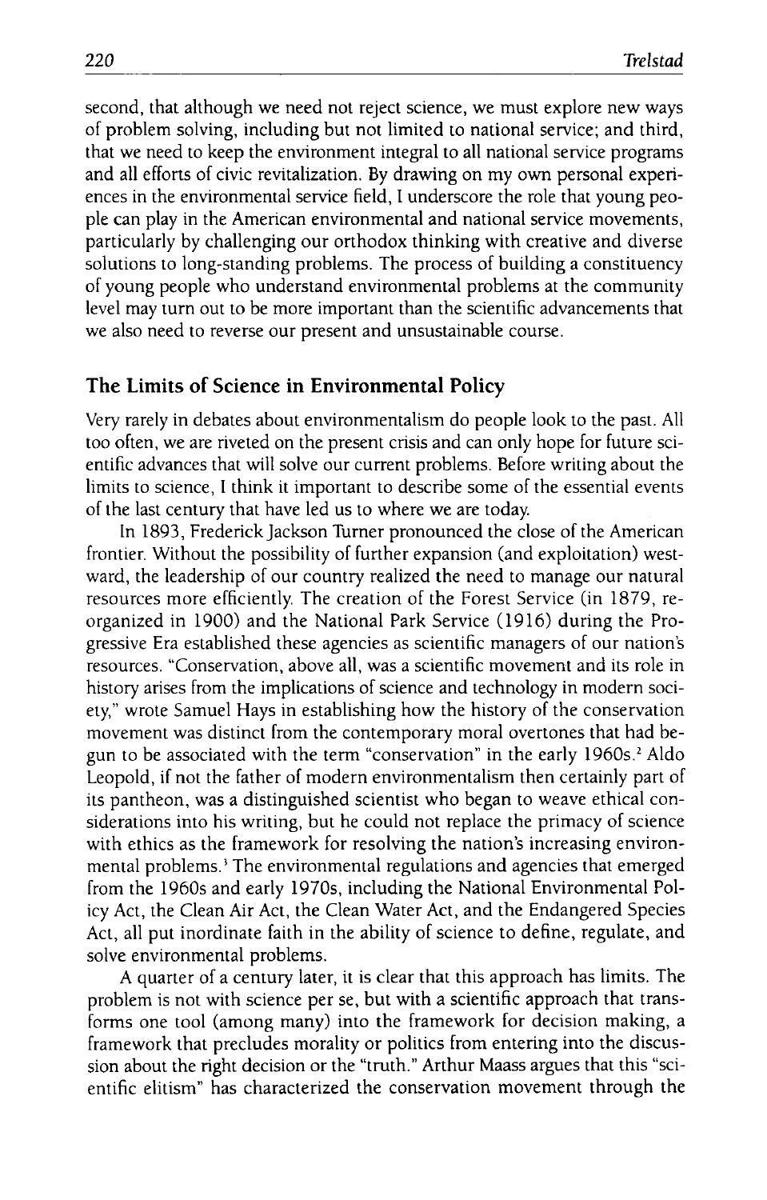second, that although we need not reject science, we must explore new ways of problem solving, including but not limited to national service; and third, that we need to keep the environment integral to all national service programs and all efforts of civic revitalization. By drawing on my own personal experiences in the environmental service field, I underscore the role that young people can play in the American environmental and national service movements, particularly by challenging our orthodox thinking with creative and diverse solutions to long-standing problems. The process of building a constituency of young people who understand environmental problems at the community level may turn out to be more important than the scientific advancements that we also need to reverse our present and unsustainable course.

## The Limits of Science in Environmental Policy

Very rarely in debates about environmentalism do people look to the past. All too often, we are riveted on the present crisis and can only hope for future scientific advances that will solve our current problems. Before writing about the limits to science, I think it important to describe some of the essential events of the last century that have led us to where we are today.

In 1893, Frederick Jackson Turner pronounced the close of the American frontier. Without the possibility of further expansion (and exploitation) westward, the leadership of our country realized the need to manage our natural resources more efficiently. The creation of the Forest Service (in 1879, reorganized in 1900) and the National Park Service (1916) during the Progressive Era established these agencies as scientific managers of our nation's resources. "Conservation, above all, was a scientific movement and its role in history arises from the implications of science and technology in modern society," wrote Samuel Hays in establishing how the history of the conservation movement was distinct from the contemporary moral overtones that had begun to be associated with the term "conservation" in the early 1960s.[2] Aldo Leopold, if not the father of modern environmentalism then certainly part of its pantheon, was a distinguished scientist who began to weave ethical considerations into his writing, but he could not replace the primacy of science with ethics as the framework for resolving the nation's increasing environmental problems.[3] The environmental regulations and agencies that emerged from the 1960s and early 1970s, including the National Environmental Policy Act, the Clean Air Act, the Clean Water Act, and the Endangered Species Act, all put inordinate faith in the ability of science to define, regulate, and solve environmental problems.

A quarter of a century later, it is clear that this approach has limits. The problem is not with science per se, but with a scientific approach that transforms one tool (among many) into the framework for decision making, a framework that precludes morality or politics from entering into the discussion about the right decision or the "truth." Arthur Maass argues that this "scientific elitism" has characterized the conservation movement through the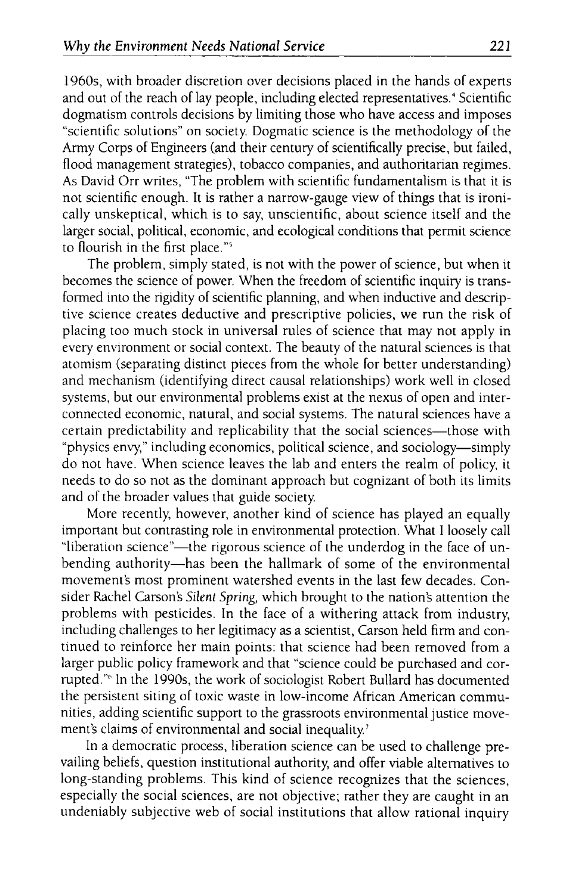1960s, with broader discretion over decisions placed in the hands of experts and out of the reach of lay people, including elected representatives.[4] Scientific dogmatism controls decisions by limiting those who have access and imposes "scientific solutions" on society. Dogmatic science is the methodology of the Army Corps of Engineers (and their century of scientifically precise, but failed, flood management strategies), tobacco companies, and authoritarian regimes. As David Orr writes, "The problem with scientific fundamentalism is that it is not scientific enough. It is rather a narrow-gauge view of things that is ironically unskeptical, which is to say, unscientific, about science itself and the larger social, political, economic, and ecological conditions that permit science to flourish in the first place."[5]

The problem, simply stated, is not with the power of science, but when it becomes the science of power. When the freedom of scientific inquiry is transformed into the rigidity of scientific planning, and when inductive and descriptive science creates deductive and prescriptive policies, we run the risk of placing too much stock in universal rules of science that may not apply in every environment or social context. The beauty of the natural sciences is that atomism (separating distinct pieces from the whole for better understanding) and mechanism (identifying direct causal relationships) work well in closed systems, but our environmental problems exist at the nexus of open and interconnected economic, natural, and social systems. The natural sciences have a certain predictability and replicability that the social sciences—those with "physics envy," including economics, political science, and sociology—simply do not have. When science leaves the lab and enters the realm of policy, it needs to do so not as the dominant approach but cognizant of both its limits and of the broader values that guide society.

More recently, however, another kind of science has played an equally important but contrasting role in environmental protection. What I loosely call "liberation science"—the rigorous science of the underdog in the face of unbending authority—has been the hallmark of some of the environmental movement's most prominent watershed events in the last few decades. Consider Rachel Carson's *Silent Spring*, which brought to the nation's attention the problems with pesticides. In the face of a withering attack from industry, including challenges to her legitimacy as a scientist, Carson held firm and continued to reinforce her main points: that science had been removed from a larger public policy framework and that "science could be purchased and corrupted."[6] In the 1990s, the work of sociologist Robert Bullard has documented the persistent siting of toxic waste in low-income African American communities, adding scientific support to the grassroots environmental justice movement's claims of environmental and social inequality.[7]

In a democratic process, liberation science can be used to challenge prevailing beliefs, question institutional authority, and offer viable alternatives to long-standing problems. This kind of science recognizes that the sciences, especially the social sciences, are not objective; rather they are caught in an undeniably subjective web of social institutions that allow rational inquiry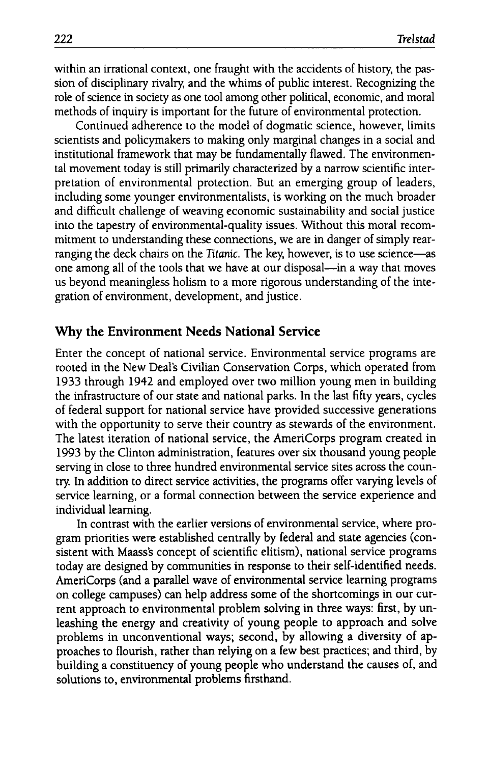within an irrational context, one fraught with the accidents of history, the passion of disciplinary rivalry, and the whims of public interest. Recognizing the role of science in society as one tool among other political, economic, and moral methods of inquiry is important for the future of environmental protection.

Continued adherence to the model of dogmatic science, however, limits scientists and policymakers to making only marginal changes in a social and institutional framework that may be fundamentally flawed. The environmental movement today is still primarily characterized by a narrow scientific interpretation of environmental protection. But an emerging group of leaders, including some younger environmentalists, is working on the much broader and difficult challenge of weaving economic sustainability and social justice into the tapestry of environmental-quality issues. Without this moral recommitment to understanding these connections, we are in danger of simply rearranging the deck chairs on the *Titanic*. The key, however, is to use science—as one among all of the tools that we have at our disposal—in a way that moves us beyond meaningless holism to a more rigorous understanding of the integration of environment, development, and justice.

## Why the Environment Needs National Service

Enter the concept of national service. Environmental service programs are rooted in the New Deal's Civilian Conservation Corps, which operated from 1933 through 1942 and employed over two million young men in building the infrastructure of our state and national parks. In the last fifty years, cycles of federal support for national service have provided successive generations with the opportunity to serve their country as stewards of the environment. The latest iteration of national service, the AmeriCorps program created in 1993 by the Clinton administration, features over six thousand young people serving in close to three hundred environmental service sites across the country. In addition to direct service activities, the programs offer varying levels of service learning, or a formal connection between the service experience and individual learning.

In contrast with the earlier versions of environmental service, where program priorities were established centrally by federal and state agencies (consistent with Maass's concept of scientific elitism), national service programs today are designed by communities in response to their self-identified needs. AmeriCorps (and a parallel wave of environmental service learning programs on college campuses) can help address some of the shortcomings in our current approach to environmental problem solving in three ways: first, by unleashing the energy and creativity of young people to approach and solve problems in unconventional ways; second, by allowing a diversity of approaches to flourish, rather than relying on a few best practices; and third, by building a constituency of young people who understand the causes of, and solutions to, environmental problems firsthand.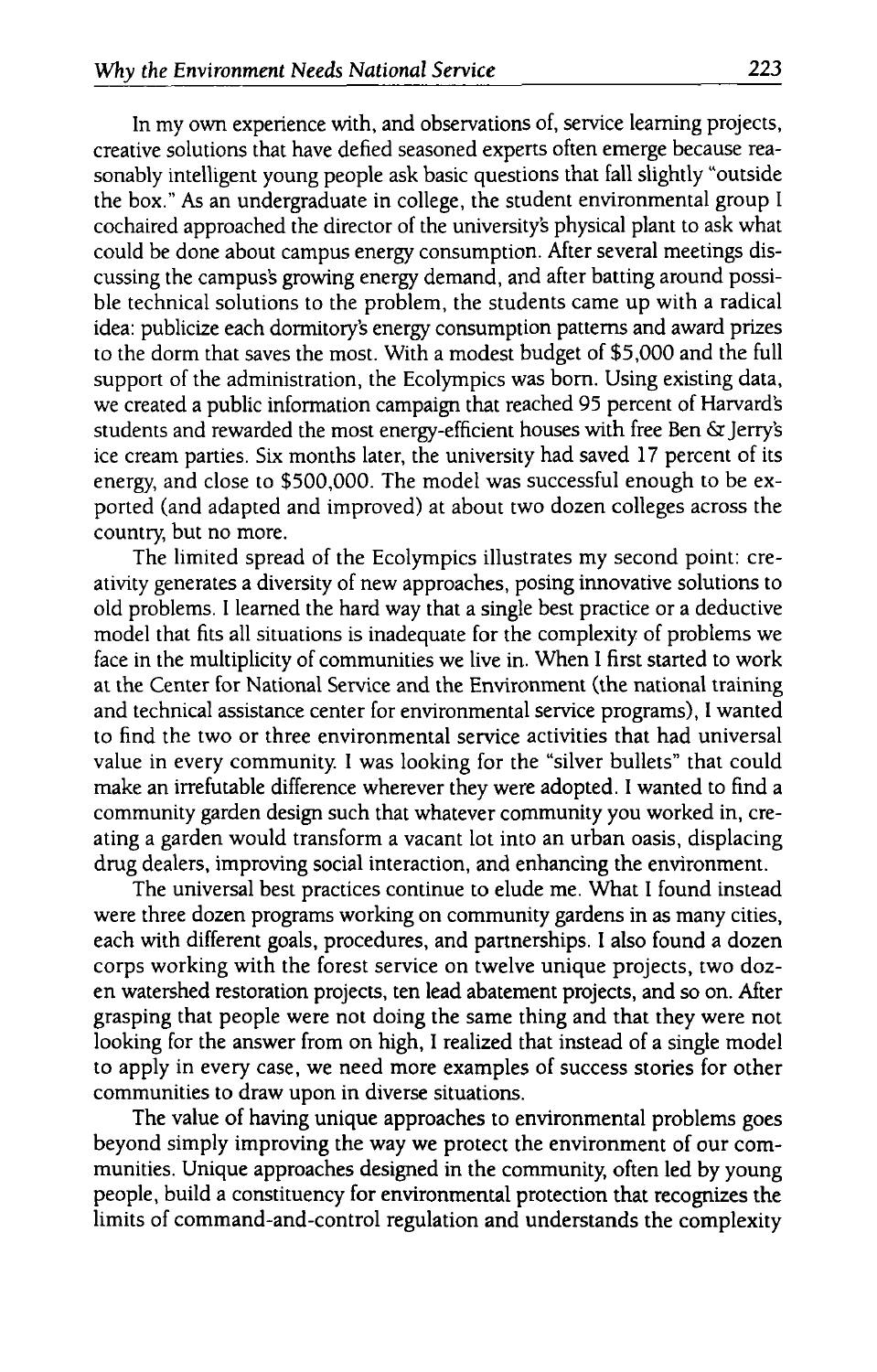In my own experience with, and observations of, service learning projects, creative solutions that have defied seasoned experts often emerge because reasonably intelligent young people ask basic questions that fall slightly "outside the box." As an undergraduate in college, the student environmental group I cochaired approached the director of the university's physical plant to ask what could be done about campus energy consumption. After several meetings discussing the campus's growing energy demand, and after batting around possible technical solutions to the problem, the students came up with a radical idea: publicize each dormitory's energy consumption patterns and award prizes to the dorm that saves the most. With a modest budget of $5,000 and the full support of the administration, the Ecolympics was born. Using existing data, we created a public information campaign that reached 95 percent of Harvard's students and rewarded the most energy-efficient houses with free Ben & Jerry's ice cream parties. Six months later, the university had saved 17 percent of its energy, and close to $500,000. The model was successful enough to be exported (and adapted and improved) at about two dozen colleges across the country, but no more.

The limited spread of the Ecolympics illustrates my second point: creativity generates a diversity of new approaches, posing innovative solutions to old problems. I learned the hard way that a single best practice or a deductive model that fits all situations is inadequate for the complexity of problems we face in the multiplicity of communities we live in. When I first started to work at the Center for National Service and the Environment (the national training and technical assistance center for environmental service programs), I wanted to find the two or three environmental service activities that had universal value in every community. I was looking for the "silver bullets" that could make an irrefutable difference wherever they were adopted. I wanted to find a community garden design such that whatever community you worked in, creating a garden would transform a vacant lot into an urban oasis, displacing drug dealers, improving social interaction, and enhancing the environment.

The universal best practices continue to elude me. What I found instead were three dozen programs working on community gardens in as many cities, each with different goals, procedures, and partnerships. I also found a dozen corps working with the forest service on twelve unique projects, two dozen watershed restoration projects, ten lead abatement projects, and so on. After grasping that people were not doing the same thing and that they were not looking for the answer from on high, I realized that instead of a single model to apply in every case, we need more examples of success stories for other communities to draw upon in diverse situations.

The value of having unique approaches to environmental problems goes beyond simply improving the way we protect the environment of our communities. Unique approaches designed in the community, often led by young people, build a constituency for environmental protection that recognizes the limits of command-and-control regulation and understands the complexity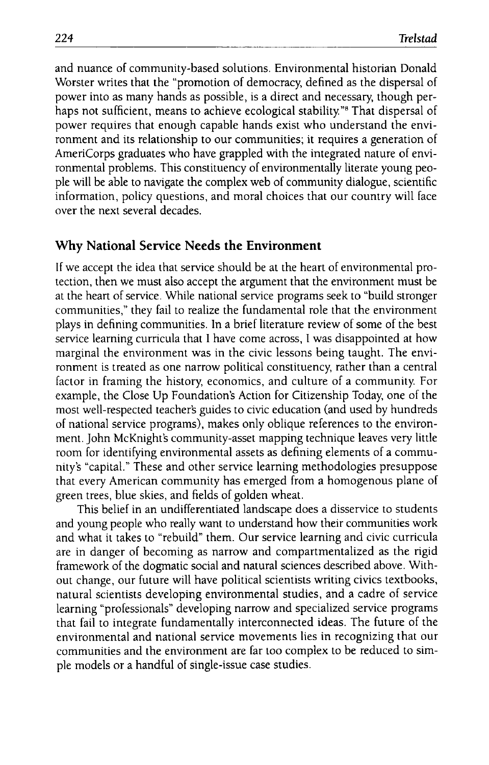and nuance of community-based solutions. Environmental historian Donald Worster writes that the "promotion of democracy, defined as the dispersal of power into as many hands as possible, is a direct and necessary, though perhaps not sufficient, means to achieve ecological stability."[8] That dispersal of power requires that enough capable hands exist who understand the environment and its relationship to our communities; it requires a generation of AmeriCorps graduates who have grappled with the integrated nature of environmental problems. This constituency of environmentally literate young people will be able to navigate the complex web of community dialogue, scientific information, policy questions, and moral choices that our country will face over the next several decades.

## Why National Service Needs the Environment

If we accept the idea that service should be at the heart of environmental protection, then we must also accept the argument that the environment must be at the heart of service. While national service programs seek to "build stronger communities," they fail to realize the fundamental role that the environment plays in defining communities. In a brief literature review of some of the best service learning curricula that I have come across, I was disappointed at how marginal the environment was in the civic lessons being taught. The environment is treated as one narrow political constituency, rather than a central factor in framing the history, economics, and culture of a community. For example, the Close Up Foundation's Action for Citizenship Today, one of the most well-respected teacher's guides to civic education (and used by hundreds of national service programs), makes only oblique references to the environment. John McKnight's community-asset mapping technique leaves very little room for identifying environmental assets as defining elements of a community's "capital." These and other service learning methodologies presuppose that every American community has emerged from a homogenous plane of green trees, blue skies, and fields of golden wheat.

This belief in an undifferentiated landscape does a disservice to students and young people who really want to understand how their communities work and what it takes to "rebuild" them. Our service learning and civic curricula are in danger of becoming as narrow and compartmentalized as the rigid framework of the dogmatic social and natural sciences described above. Without change, our future will have political scientists writing civics textbooks, natural scientists developing environmental studies, and a cadre of service learning "professionals" developing narrow and specialized service programs that fail to integrate fundamentally interconnected ideas. The future of the environmental and national service movements lies in recognizing that our communities and the environment are far too complex to be reduced to simple models or a handful of single-issue case studies.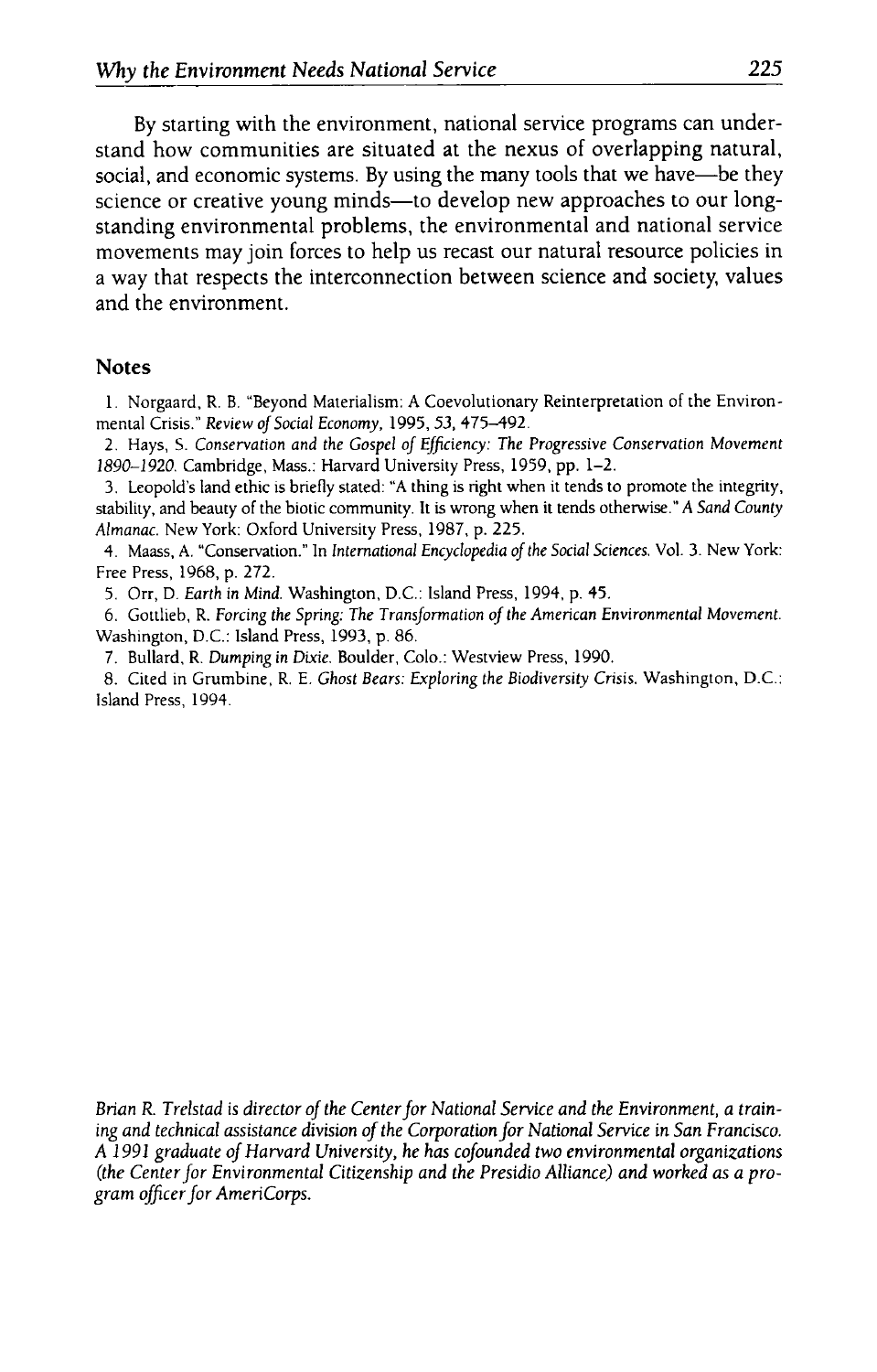By starting with the environment, national service programs can understand how communities are situated at the nexus of overlapping natural, social, and economic systems. By using the many tools that we have—be they science or creative young minds—to develop new approaches to our longstanding environmental problems, the environmental and national service movements may join forces to help us recast our natural resource policies in a way that respects the interconnection between science and society, values and the environment.

## Notes

1. Norgaard, R. B. "Beyond Materialism: A Coevolutionary Reinterpretation of the Environmental Crisis." *Review of Social Economy*, 1995, *53*, 475–492.

2. Hays, S. *Conservation and the Gospel of Efficiency: The Progressive Conservation Movement 1890–1920.* Cambridge, Mass.: Harvard University Press, 1959, pp. 1–2.

3. Leopold's land ethic is briefly stated: "A thing is right when it tends to promote the integrity, stability, and beauty of the biotic community. It is wrong when it tends otherwise." *A Sand County Almanac.* New York: Oxford University Press, 1987, p. 225.

4. Maass, A. "Conservation." In *International Encyclopedia of the Social Sciences.* Vol. 3. New York: Free Press, 1968, p. 272.

5. Orr, D. *Earth in Mind.* Washington, D.C.: Island Press, 1994, p. 45.

6. Gottlieb, R. *Forcing the Spring: The Transformation of the American Environmental Movement.* Washington, D.C.: Island Press, 1993, p. 86.

7. Bullard, R. *Dumping in Dixie.* Boulder, Colo.: Westview Press, 1990.

8. Cited in Grumbine, R. E. *Ghost Bears: Exploring the Biodiversity Crisis.* Washington, D.C.: Island Press, 1994.

*Brian R. Trelstad is director of the Center for National Service and the Environment, a training and technical assistance division of the Corporation for National Service in San Francisco. A 1991 graduate of Harvard University, he has cofounded two environmental organizations (the Center for Environmental Citizenship and the Presidio Alliance) and worked as a program officer for AmeriCorps.*